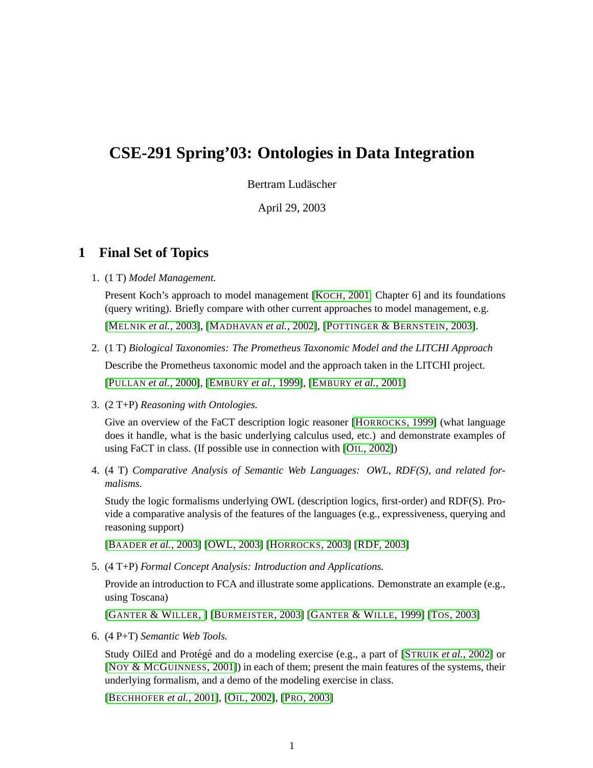# CSE-291 Spring'03: Ontologies in Data Integration

Bertram Ludäscher

April 29, 2003

## 1 Final Set of Topics

1. (1 T) *Model Management.*

   Present Koch's approach to model management [KOCH, 2001, Chapter 6] and its foundations (query writing). Briefly compare with other current approaches to model management, e.g. [MELNIK *et al.*, 2003], [MADHAVAN *et al.*, 2002], [POTTINGER & BERNSTEIN, 2003].

2. (1 T) *Biological Taxonomies: The Prometheus Taxonomic Model and the LITCHI Approach*

   Describe the Prometheus taxonomic model and the approach taken in the LITCHI project. [PULLAN *et al.*, 2000], [EMBURY *et al.*, 1999], [EMBURY *et al.*, 2001]

3. (2 T+P) *Reasoning with Ontologies.*

   Give an overview of the FaCT description logic reasoner [HORROCKS, 1999] (what language does it handle, what is the basic underlying calculus used, etc.) and demonstrate examples of using FaCT in class. (If possible use in connection with [OIL, 2002])

4. (4 T) *Comparative Analysis of Semantic Web Languages: OWL, RDF(S), and related formalisms.*

   Study the logic formalisms underlying OWL (description logics, first-order) and RDF(S). Provide a comparative analysis of the features of the languages (e.g., expressiveness, querying and reasoning support)

   [BAADER *et al.*, 2003] [OWL, 2003] [HORROCKS, 2003] [RDF, 2003]

5. (4 T+P) *Formal Concept Analysis: Introduction and Applications.*

   Provide an introduction to FCA and illustrate some applications. Demonstrate an example (e.g., using Toscana)

   [GANTER & WILLER, ] [BURMEISTER, 2003] [GANTER & WILLE, 1999] [TOS, 2003]

6. (4 P+T) *Semantic Web Tools.*

   Study OilEd and Protégé and do a modeling exercise (e.g., a part of [STRUIK *et al.*, 2002] or [NOY & MCGUINNESS, 2001]) in each of them; present the main features of the systems, their underlying formalism, and a demo of the modeling exercise in class.

   [BECHHOFER *et al.*, 2001], [OIL, 2002], [PRO, 2003]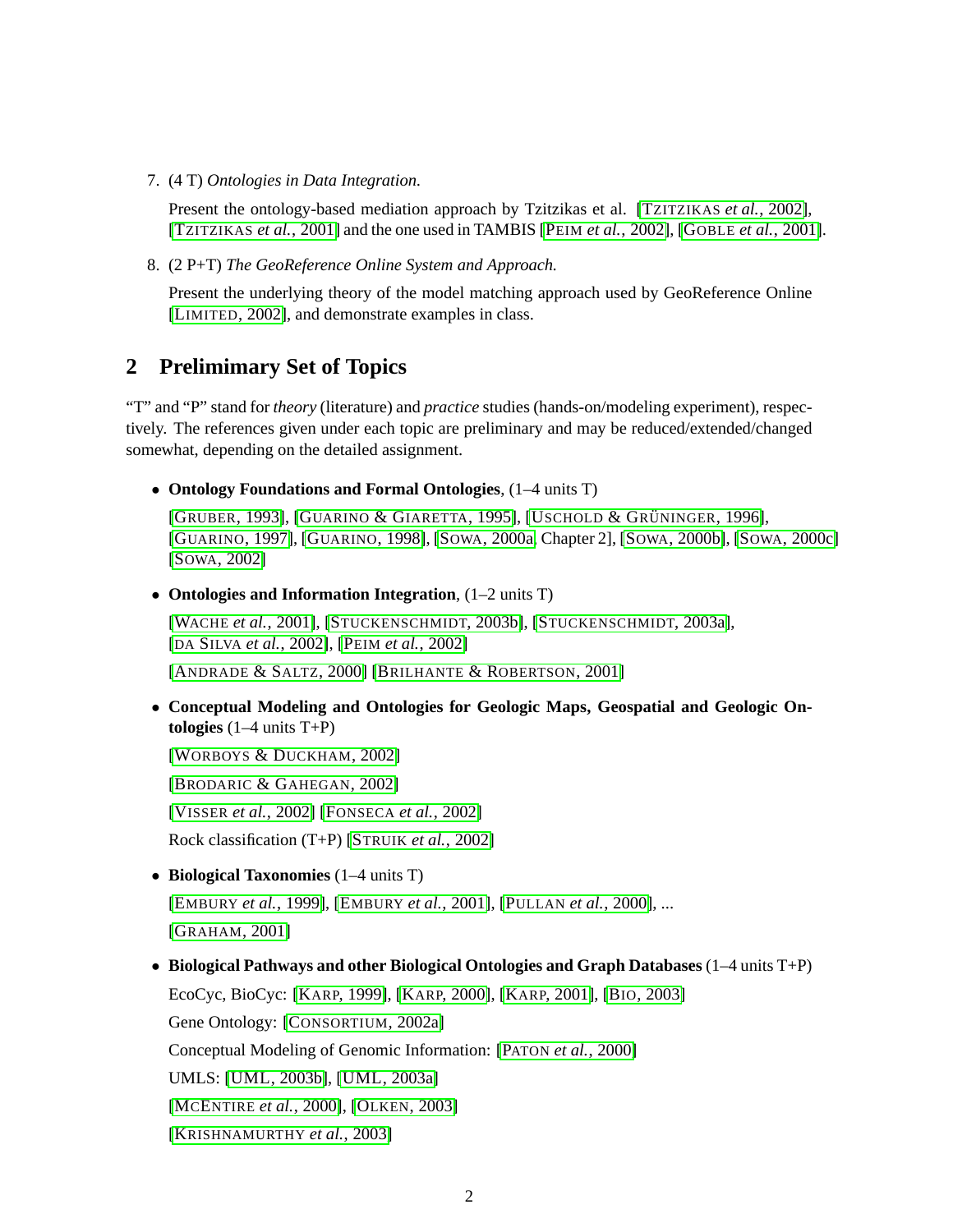7. (4 T) *Ontologies in Data Integration.*

   Present the ontology-based mediation approach by Tzitzikas et al. [TZITZIKAS *et al.*, 2002], [TZITZIKAS *et al.*, 2001] and the one used in TAMBIS [PEIM *et al.*, 2002], [GOBLE *et al.*, 2001].

8. (2 P+T) *The GeoReference Online System and Approach.*

   Present the underlying theory of the model matching approach used by GeoReference Online [LIMITED, 2002], and demonstrate examples in class.

## 2 Prelimimary Set of Topics

"T" and "P" stand for *theory* (literature) and *practice* studies (hands-on/modeling experiment), respectively. The references given under each topic are preliminary and may be reduced/extended/changed somewhat, depending on the detailed assignment.

- **Ontology Foundations and Formal Ontologies**, (1–4 units T)

  [GRUBER, 1993], [GUARINO & GIARETTA, 1995], [USCHOLD & GRÜNINGER, 1996], [GUARINO, 1997], [GUARINO, 1998], [SOWA, 2000a, Chapter 2], [SOWA, 2000b], [SOWA, 2000c] [SOWA, 2002]

- **Ontologies and Information Integration**, (1–2 units T)

  [WACHE *et al.*, 2001], [STUCKENSCHMIDT, 2003b], [STUCKENSCHMIDT, 2003a], [DA SILVA *et al.*, 2002], [PEIM *et al.*, 2002]

  [ANDRADE & SALTZ, 2000] [BRILHANTE & ROBERTSON, 2001]

- **Conceptual Modeling and Ontologies for Geologic Maps, Geospatial and Geologic Ontologies** (1–4 units T+P)

  [WORBOYS & DUCKHAM, 2002]

  [BRODARIC & GAHEGAN, 2002]

  [VISSER *et al.*, 2002] [FONSECA *et al.*, 2002]

  Rock classification (T+P) [STRUIK *et al.*, 2002]

- **Biological Taxonomies** (1–4 units T)

  [EMBURY *et al.*, 1999], [EMBURY *et al.*, 2001], [PULLAN *et al.*, 2000], ...

  [GRAHAM, 2001]

- **Biological Pathways and other Biological Ontologies and Graph Databases** (1–4 units T+P)

  EcoCyc, BioCyc: [KARP, 1999], [KARP, 2000], [KARP, 2001], [BIO, 2003]

  Gene Ontology: [CONSORTIUM, 2002a]

  Conceptual Modeling of Genomic Information: [PATON *et al.*, 2000]

  UMLS: [UML, 2003b], [UML, 2003a]

  [MCENTIRE *et al.*, 2000], [OLKEN, 2003]

  [KRISHNAMURTHY *et al.*, 2003]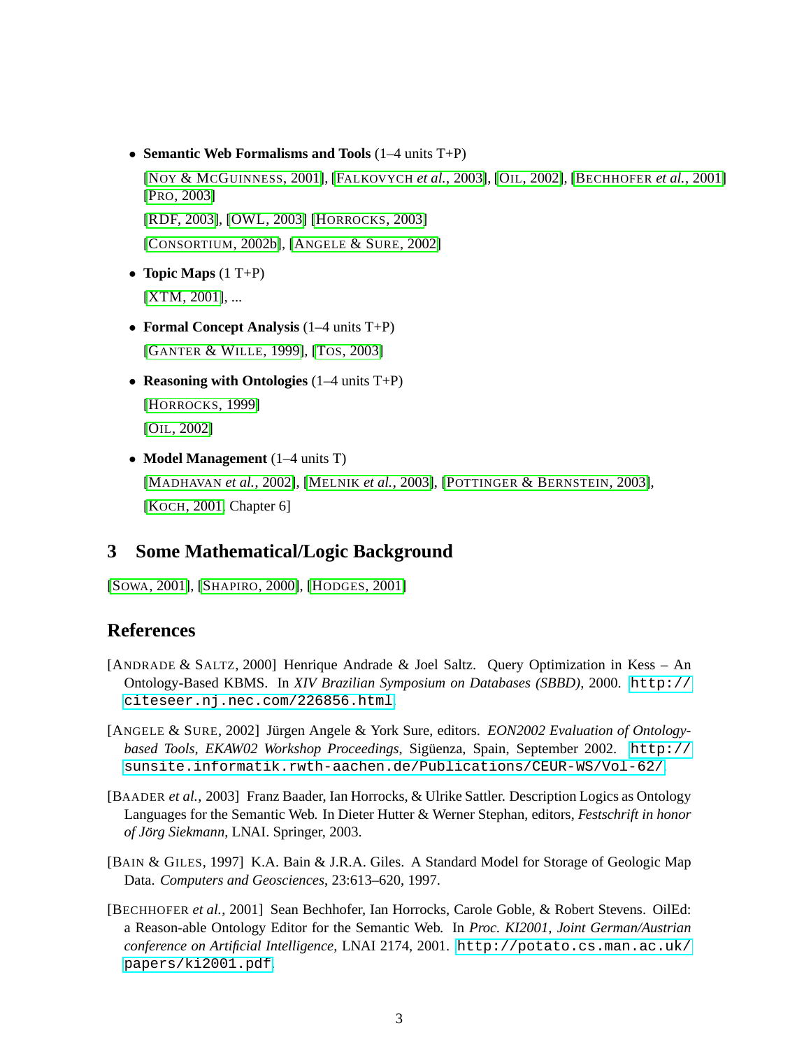- **Semantic Web Formalisms and Tools** (1–4 units T+P)

  [Noy & McGuinness, 2001], [Falkovych *et al.*, 2003], [Oil, 2002], [Bechhofer *et al.*, 2001] [Pro, 2003]

  [RDF, 2003], [OWL, 2003] [Horrocks, 2003]

  [Consortium, 2002b], [Angele & Sure, 2002]

- **Topic Maps** (1 T+P)

  [XTM, 2001], ...

- **Formal Concept Analysis** (1–4 units T+P)

  [Ganter & Wille, 1999], [Tos, 2003]

- **Reasoning with Ontologies** (1–4 units T+P)

  [Horrocks, 1999]

  [Oil, 2002]

- **Model Management** (1–4 units T)

  [Madhavan *et al.*, 2002], [Melnik *et al.*, 2003], [Pottinger & Bernstein, 2003], [Koch, 2001, Chapter 6]

## 3 Some Mathematical/Logic Background

[Sowa, 2001], [Shapiro, 2000], [Hodges, 2001]

## References

[Andrade & Saltz, 2000] Henrique Andrade & Joel Saltz. Query Optimization in Kess – An Ontology-Based KBMS. In *XIV Brazilian Symposium on Databases (SBBD)*, 2000. `http://citeseer.nj.nec.com/226856.html`.

[Angele & Sure, 2002] Jürgen Angele & York Sure, editors. *EON2002 Evaluation of Ontology-based Tools, EKAW02 Workshop Proceedings*, Sigüenza, Spain, September 2002. `http://sunsite.informatik.rwth-aachen.de/Publications/CEUR-WS/Vol-62/`.

[Baader *et al.*, 2003] Franz Baader, Ian Horrocks, & Ulrike Sattler. Description Logics as Ontology Languages for the Semantic Web. In Dieter Hutter & Werner Stephan, editors, *Festschrift in honor of Jörg Siekmann*, LNAI. Springer, 2003.

[Bain & Giles, 1997] K.A. Bain & J.R.A. Giles. A Standard Model for Storage of Geologic Map Data. *Computers and Geosciences*, 23:613–620, 1997.

[Bechhofer *et al.*, 2001] Sean Bechhofer, Ian Horrocks, Carole Goble, & Robert Stevens. OilEd: a Reason-able Ontology Editor for the Semantic Web. In *Proc. KI2001, Joint German/Austrian conference on Artificial Intelligence*, LNAI 2174, 2001. `http://potato.cs.man.ac.uk/papers/ki2001.pdf`.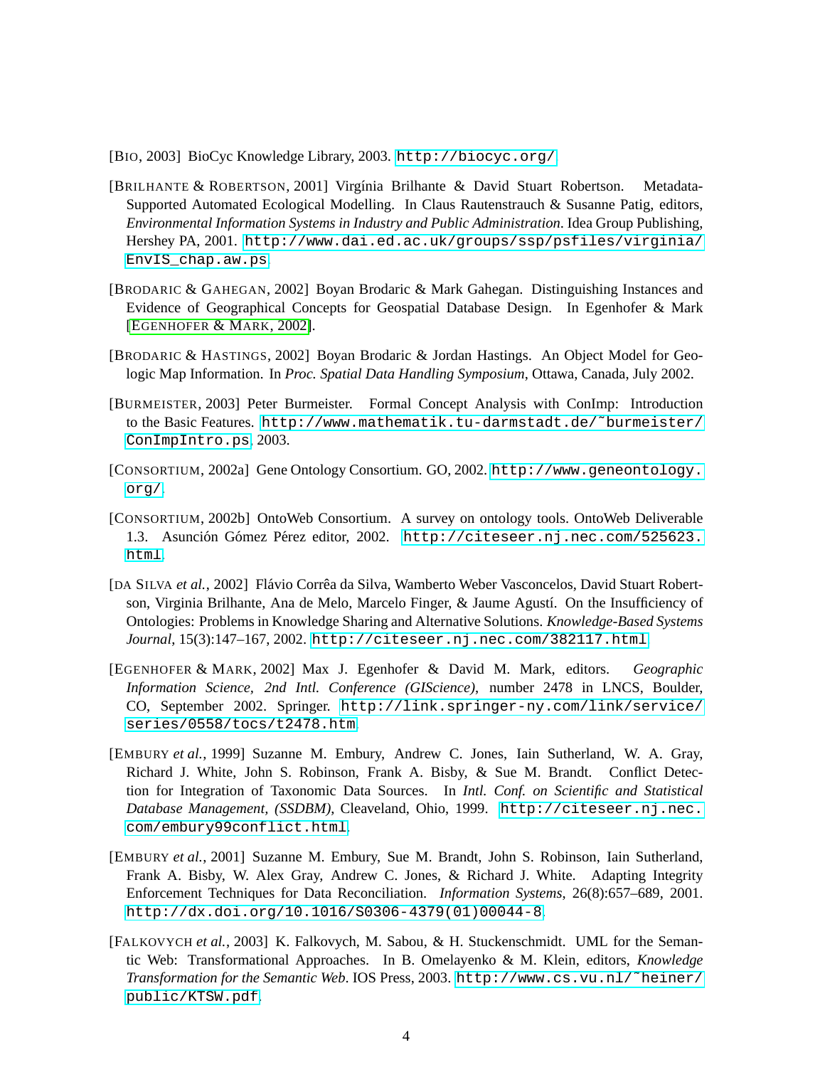[BIO, 2003] BioCyc Knowledge Library, 2003. http://biocyc.org/

[BRILHANTE & ROBERTSON, 2001] Virgínia Brilhante & David Stuart Robertson. Metadata-Supported Automated Ecological Modelling. In Claus Rautenstrauch & Susanne Patig, editors, *Environmental Information Systems in Industry and Public Administration*. Idea Group Publishing, Hershey PA, 2001. http://www.dai.ed.ac.uk/groups/ssp/psfiles/virginia/EnvIS_chap.aw.ps.

[BRODARIC & GAHEGAN, 2002] Boyan Brodaric & Mark Gahegan. Distinguishing Instances and Evidence of Geographical Concepts for Geospatial Database Design. In Egenhofer & Mark [EGENHOFER & MARK, 2002].

[BRODARIC & HASTINGS, 2002] Boyan Brodaric & Jordan Hastings. An Object Model for Geologic Map Information. In *Proc. Spatial Data Handling Symposium*, Ottawa, Canada, July 2002.

[BURMEISTER, 2003] Peter Burmeister. Formal Concept Analysis with ConImp: Introduction to the Basic Features. http://www.mathematik.tu-darmstadt.de/~burmeister/ConImpIntro.ps, 2003.

[CONSORTIUM, 2002a] Gene Ontology Consortium. GO, 2002. http://www.geneontology.org/.

[CONSORTIUM, 2002b] OntoWeb Consortium. A survey on ontology tools. OntoWeb Deliverable 1.3. Asunción Gómez Pérez editor, 2002. http://citeseer.nj.nec.com/525623.html.

[DA SILVA *et al.*, 2002] Flávio Corrêa da Silva, Wamberto Weber Vasconcelos, David Stuart Robertson, Virginia Brilhante, Ana de Melo, Marcelo Finger, & Jaume Agustí. On the Insufficiency of Ontologies: Problems in Knowledge Sharing and Alternative Solutions. *Knowledge-Based Systems Journal*, 15(3):147–167, 2002. http://citeseer.nj.nec.com/382117.html.

[EGENHOFER & MARK, 2002] Max J. Egenhofer & David M. Mark, editors. *Geographic Information Science, 2nd Intl. Conference (GIScience)*, number 2478 in LNCS, Boulder, CO, September 2002. Springer. http://link.springer-ny.com/link/service/series/0558/tocs/t2478.htm.

[EMBURY *et al.*, 1999] Suzanne M. Embury, Andrew C. Jones, Iain Sutherland, W. A. Gray, Richard J. White, John S. Robinson, Frank A. Bisby, & Sue M. Brandt. Conflict Detection for Integration of Taxonomic Data Sources. In *Intl. Conf. on Scientific and Statistical Database Management, (SSDBM)*, Cleaveland, Ohio, 1999. http://citeseer.nj.nec.com/embury99conflict.html.

[EMBURY *et al.*, 2001] Suzanne M. Embury, Sue M. Brandt, John S. Robinson, Iain Sutherland, Frank A. Bisby, W. Alex Gray, Andrew C. Jones, & Richard J. White. Adapting Integrity Enforcement Techniques for Data Reconciliation. *Information Systems*, 26(8):657–689, 2001. http://dx.doi.org/10.1016/S0306-4379(01)00044-8.

[FALKOVYCH *et al.*, 2003] K. Falkovych, M. Sabou, & H. Stuckenschmidt. UML for the Semantic Web: Transformational Approaches. In B. Omelayenko & M. Klein, editors, *Knowledge Transformation for the Semantic Web*. IOS Press, 2003. http://www.cs.vu.nl/~heiner/public/KTSW.pdf.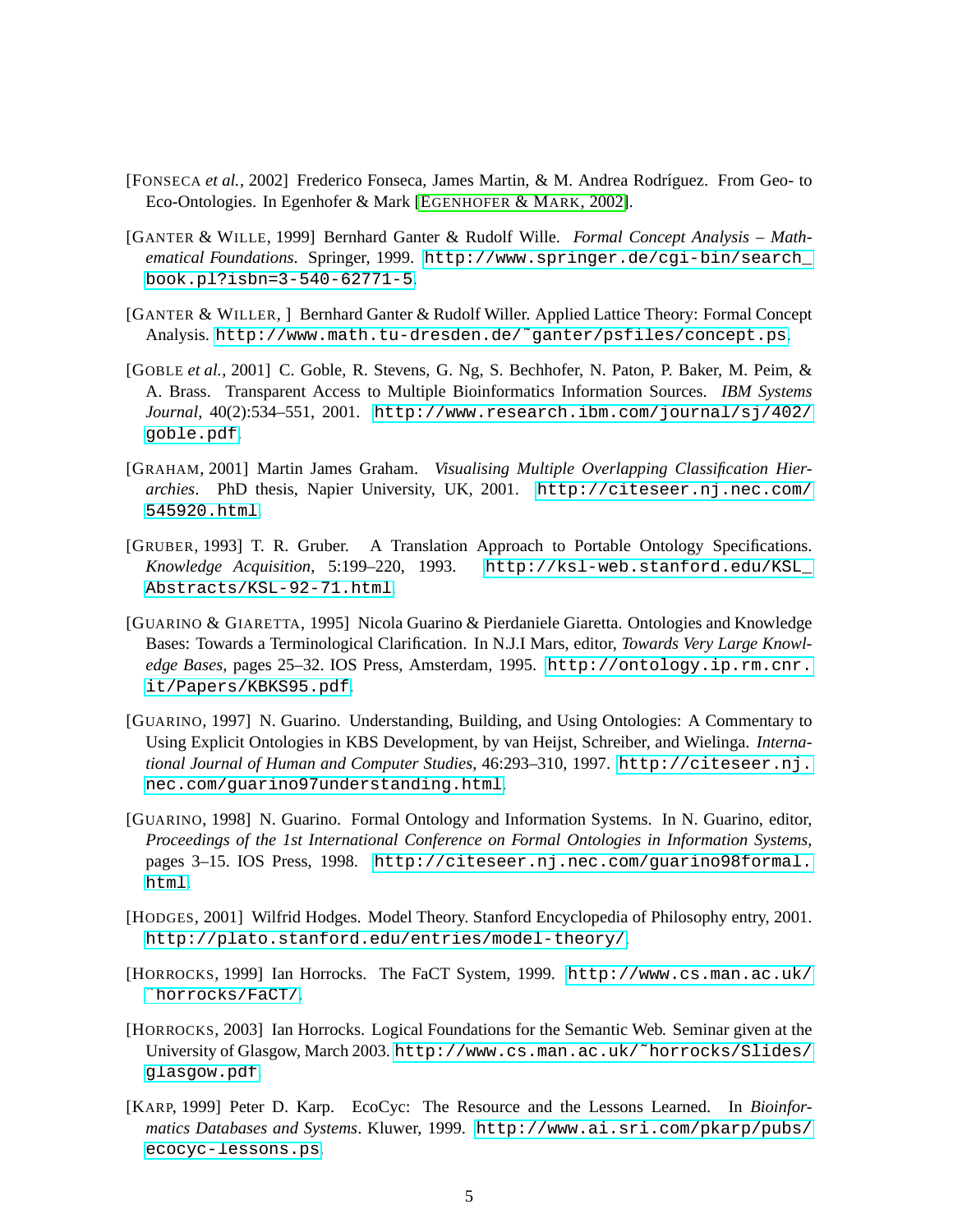[FONSECA *et al.*, 2002] Frederico Fonseca, James Martin, & M. Andrea Rodríguez. From Geo- to Eco-Ontologies. In Egenhofer & Mark [EGENHOFER & MARK, 2002].

[GANTER & WILLE, 1999] Bernhard Ganter & Rudolf Wille. *Formal Concept Analysis – Mathematical Foundations*. Springer, 1999. `http://www.springer.de/cgi-bin/search_book.pl?isbn=3-540-62771-5`.

[GANTER & WILLER, ] Bernhard Ganter & Rudolf Willer. Applied Lattice Theory: Formal Concept Analysis. `http://www.math.tu-dresden.de/~ganter/psfiles/concept.ps`.

[GOBLE *et al.*, 2001] C. Goble, R. Stevens, G. Ng, S. Bechhofer, N. Paton, P. Baker, M. Peim, & A. Brass. Transparent Access to Multiple Bioinformatics Information Sources. *IBM Systems Journal*, 40(2):534–551, 2001. `http://www.research.ibm.com/journal/sj/402/goble.pdf`.

[GRAHAM, 2001] Martin James Graham. *Visualising Multiple Overlapping Classification Hierarchies*. PhD thesis, Napier University, UK, 2001. `http://citeseer.nj.nec.com/545920.html`.

[GRUBER, 1993] T. R. Gruber. A Translation Approach to Portable Ontology Specifications. *Knowledge Acquisition*, 5:199–220, 1993. `http://ksl-web.stanford.edu/KSL_Abstracts/KSL-92-71.html`.

[GUARINO & GIARETTA, 1995] Nicola Guarino & Pierdaniele Giaretta. Ontologies and Knowledge Bases: Towards a Terminological Clarification. In N.J.I Mars, editor, *Towards Very Large Knowledge Bases*, pages 25–32. IOS Press, Amsterdam, 1995. `http://ontology.ip.rm.cnr.it/Papers/KBKS95.pdf`.

[GUARINO, 1997] N. Guarino. Understanding, Building, and Using Ontologies: A Commentary to Using Explicit Ontologies in KBS Development, by van Heijst, Schreiber, and Wielinga. *International Journal of Human and Computer Studies*, 46:293–310, 1997. `http://citeseer.nj.nec.com/guarino97understanding.html`.

[GUARINO, 1998] N. Guarino. Formal Ontology and Information Systems. In N. Guarino, editor, *Proceedings of the 1st International Conference on Formal Ontologies in Information Systems*, pages 3–15. IOS Press, 1998. `http://citeseer.nj.nec.com/guarino98formal.html`.

[HODGES, 2001] Wilfrid Hodges. Model Theory. Stanford Encyclopedia of Philosophy entry, 2001. `http://plato.stanford.edu/entries/model-theory/`.

[HORROCKS, 1999] Ian Horrocks. The FaCT System, 1999. `http://www.cs.man.ac.uk/~horrocks/FaCT/`.

[HORROCKS, 2003] Ian Horrocks. Logical Foundations for the Semantic Web. Seminar given at the University of Glasgow, March 2003. `http://www.cs.man.ac.uk/~horrocks/Slides/glasgow.pdf`.

[KARP, 1999] Peter D. Karp. EcoCyc: The Resource and the Lessons Learned. In *Bioinformatics Databases and Systems*. Kluwer, 1999. `http://www.ai.sri.com/pkarp/pubs/ecocyc-lessons.ps`.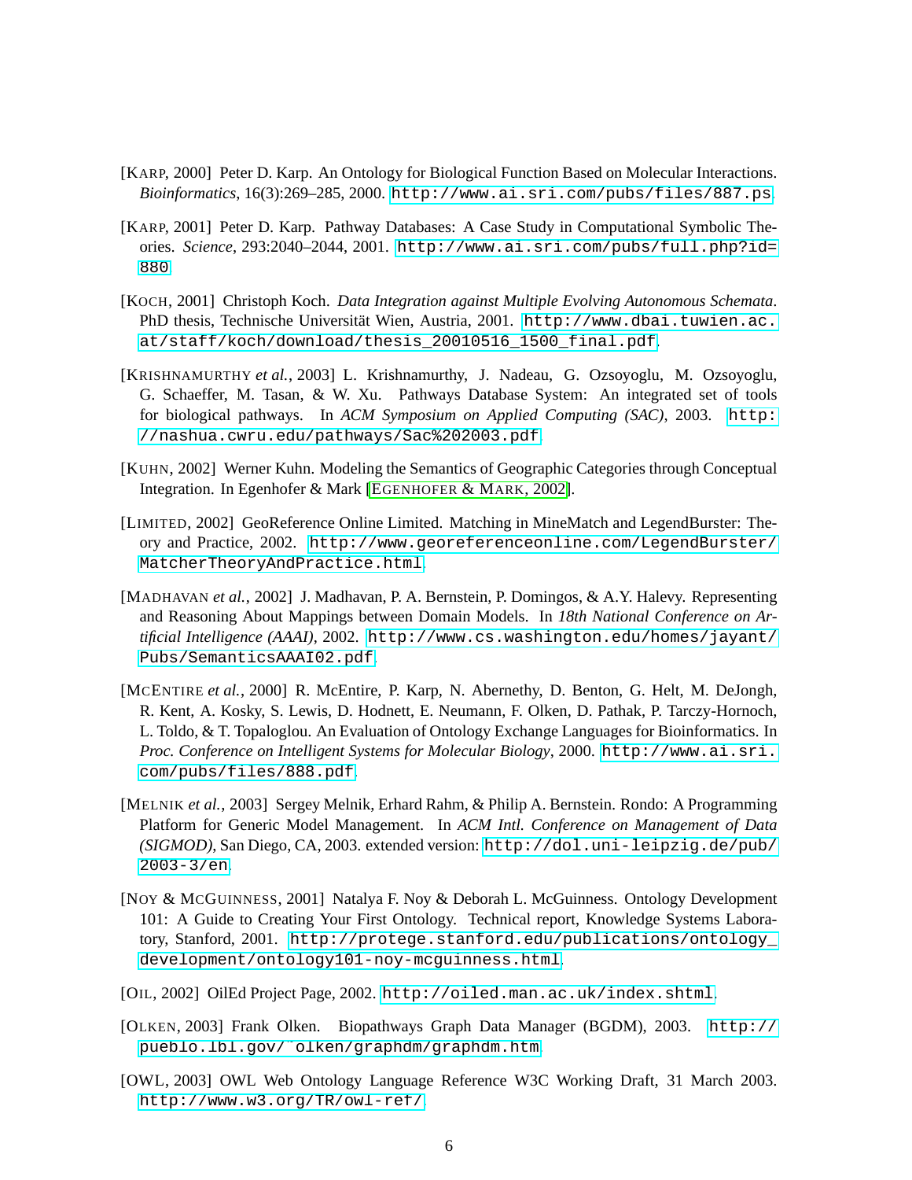[KARP, 2000] Peter D. Karp. An Ontology for Biological Function Based on Molecular Interactions. *Bioinformatics*, 16(3):269–285, 2000. http://www.ai.sri.com/pubs/files/887.ps.

[KARP, 2001] Peter D. Karp. Pathway Databases: A Case Study in Computational Symbolic Theories. *Science*, 293:2040–2044, 2001. http://www.ai.sri.com/pubs/full.php?id=880.

[KOCH, 2001] Christoph Koch. *Data Integration against Multiple Evolving Autonomous Schemata*. PhD thesis, Technische Universität Wien, Austria, 2001. http://www.dbai.tuwien.ac.at/staff/koch/download/thesis_20010516_1500_final.pdf.

[KRISHNAMURTHY *et al.*, 2003] L. Krishnamurthy, J. Nadeau, G. Ozsoyoglu, M. Ozsoyoglu, G. Schaeffer, M. Tasan, & W. Xu. Pathways Database System: An integrated set of tools for biological pathways. In *ACM Symposium on Applied Computing (SAC)*, 2003. http://nashua.cwru.edu/pathways/Sac%202003.pdf.

[KUHN, 2002] Werner Kuhn. Modeling the Semantics of Geographic Categories through Conceptual Integration. In Egenhofer & Mark [EGENHOFER & MARK, 2002].

[LIMITED, 2002] GeoReference Online Limited. Matching in MineMatch and LegendBurster: Theory and Practice, 2002. http://www.georeferenceonline.com/LegendBurster/MatcherTheoryAndPractice.html.

[MADHAVAN *et al.*, 2002] J. Madhavan, P. A. Bernstein, P. Domingos, & A.Y. Halevy. Representing and Reasoning About Mappings between Domain Models. In *18th National Conference on Artificial Intelligence (AAAI)*, 2002. http://www.cs.washington.edu/homes/jayant/Pubs/SemanticsAAAI02.pdf.

[MCENTIRE *et al.*, 2000] R. McEntire, P. Karp, N. Abernethy, D. Benton, G. Helt, M. DeJongh, R. Kent, A. Kosky, S. Lewis, D. Hodnett, E. Neumann, F. Olken, D. Pathak, P. Tarczy-Hornoch, L. Toldo, & T. Topaloglou. An Evaluation of Ontology Exchange Languages for Bioinformatics. In *Proc. Conference on Intelligent Systems for Molecular Biology*, 2000. http://www.ai.sri.com/pubs/files/888.pdf.

[MELNIK *et al.*, 2003] Sergey Melnik, Erhard Rahm, & Philip A. Bernstein. Rondo: A Programming Platform for Generic Model Management. In *ACM Intl. Conference on Management of Data (SIGMOD)*, San Diego, CA, 2003. extended version: http://dol.uni-leipzig.de/pub/2003-3/en.

[NOY & MCGUINNESS, 2001] Natalya F. Noy & Deborah L. McGuinness. Ontology Development 101: A Guide to Creating Your First Ontology. Technical report, Knowledge Systems Laboratory, Stanford, 2001. http://protege.stanford.edu/publications/ontology_development/ontology101-noy-mcguinness.html.

[OIL, 2002] OilEd Project Page, 2002. http://oiled.man.ac.uk/index.shtml.

[OLKEN, 2003] Frank Olken. Biopathways Graph Data Manager (BGDM), 2003. http://pueblo.lbl.gov/~olken/graphdm/graphdm.htm.

[OWL, 2003] OWL Web Ontology Language Reference W3C Working Draft, 31 March 2003. http://www.w3.org/TR/owl-ref/.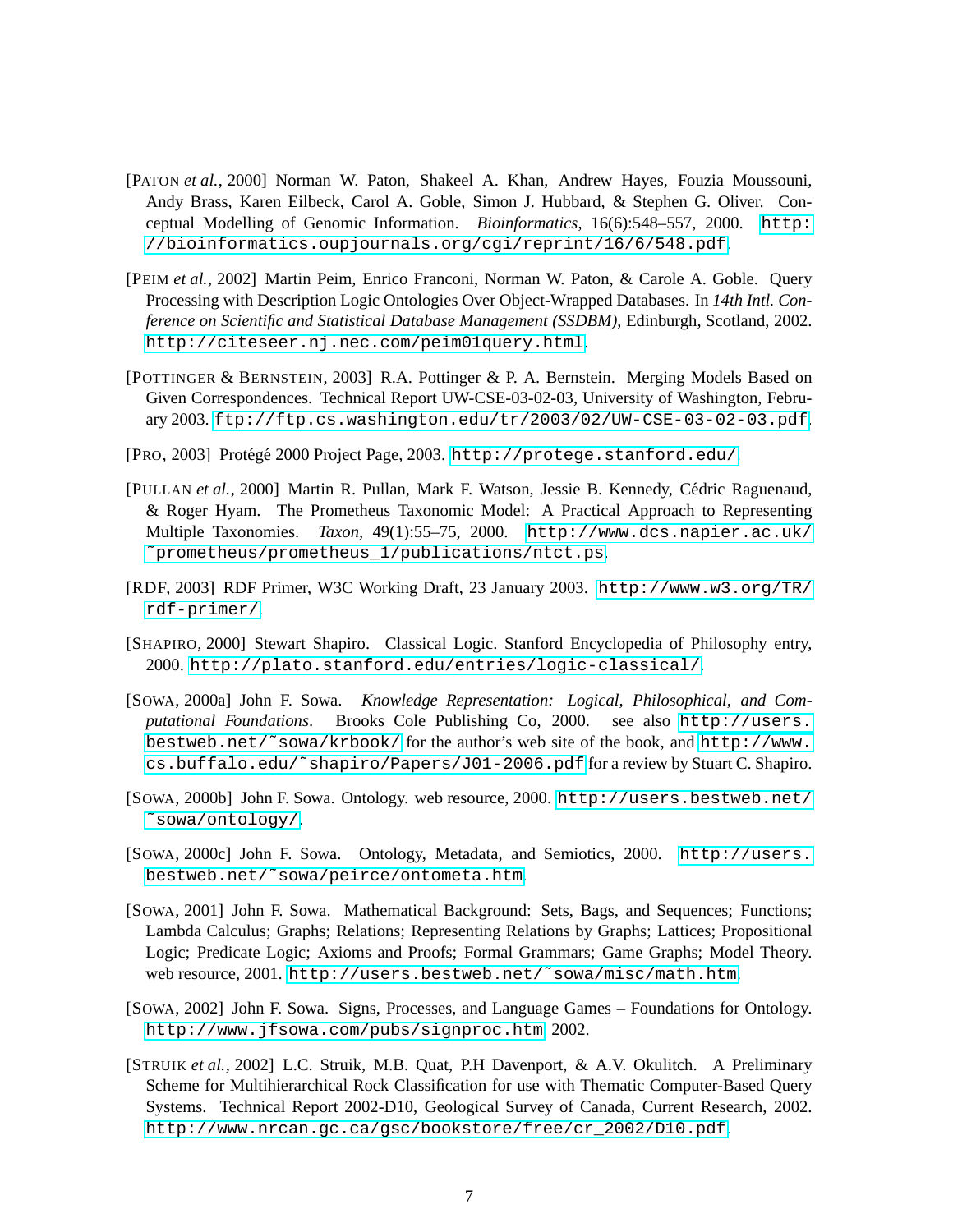[PATON *et al.*, 2000] Norman W. Paton, Shakeel A. Khan, Andrew Hayes, Fouzia Moussouni, Andy Brass, Karen Eilbeck, Carol A. Goble, Simon J. Hubbard, & Stephen G. Oliver. Conceptual Modelling of Genomic Information. *Bioinformatics*, 16(6):548–557, 2000. http://bioinformatics.oupjournals.org/cgi/reprint/16/6/548.pdf.

[PEIM *et al.*, 2002] Martin Peim, Enrico Franconi, Norman W. Paton, & Carole A. Goble. Query Processing with Description Logic Ontologies Over Object-Wrapped Databases. In *14th Intl. Conference on Scientific and Statistical Database Management (SSDBM)*, Edinburgh, Scotland, 2002. http://citeseer.nj.nec.com/peim01query.html.

[POTTINGER & BERNSTEIN, 2003] R.A. Pottinger & P. A. Bernstein. Merging Models Based on Given Correspondences. Technical Report UW-CSE-03-02-03, University of Washington, February 2003. ftp://ftp.cs.washington.edu/tr/2003/02/UW-CSE-03-02-03.pdf.

[PRO, 2003] Protégé 2000 Project Page, 2003. http://protege.stanford.edu/.

[PULLAN *et al.*, 2000] Martin R. Pullan, Mark F. Watson, Jessie B. Kennedy, Cédric Raguenaud, & Roger Hyam. The Prometheus Taxonomic Model: A Practical Approach to Representing Multiple Taxonomies. *Taxon*, 49(1):55–75, 2000. http://www.dcs.napier.ac.uk/~prometheus/prometheus_1/publications/ntct.ps.

[RDF, 2003] RDF Primer, W3C Working Draft, 23 January 2003. http://www.w3.org/TR/rdf-primer/.

[SHAPIRO, 2000] Stewart Shapiro. Classical Logic. Stanford Encyclopedia of Philosophy entry, 2000. http://plato.stanford.edu/entries/logic-classical/.

[SOWA, 2000a] John F. Sowa. *Knowledge Representation: Logical, Philosophical, and Computational Foundations*. Brooks Cole Publishing Co, 2000. see also http://users.bestweb.net/~sowa/krbook/ for the author's web site of the book, and http://www.cs.buffalo.edu/~shapiro/Papers/J01-2006.pdf for a review by Stuart C. Shapiro.

[SOWA, 2000b] John F. Sowa. Ontology. web resource, 2000. http://users.bestweb.net/~sowa/ontology/.

[SOWA, 2000c] John F. Sowa. Ontology, Metadata, and Semiotics, 2000. http://users.bestweb.net/~sowa/peirce/ontometa.htm.

[SOWA, 2001] John F. Sowa. Mathematical Background: Sets, Bags, and Sequences; Functions; Lambda Calculus; Graphs; Relations; Representing Relations by Graphs; Lattices; Propositional Logic; Predicate Logic; Axioms and Proofs; Formal Grammars; Game Graphs; Model Theory. web resource, 2001. http://users.bestweb.net/~sowa/misc/math.htm.

[SOWA, 2002] John F. Sowa. Signs, Processes, and Language Games – Foundations for Ontology. http://www.jfsowa.com/pubs/signproc.htm, 2002.

[STRUIK *et al.*, 2002] L.C. Struik, M.B. Quat, P.H Davenport, & A.V. Okulitch. A Preliminary Scheme for Multihierarchical Rock Classification for use with Thematic Computer-Based Query Systems. Technical Report 2002-D10, Geological Survey of Canada, Current Research, 2002. http://www.nrcan.gc.ca/gsc/bookstore/free/cr_2002/D10.pdf.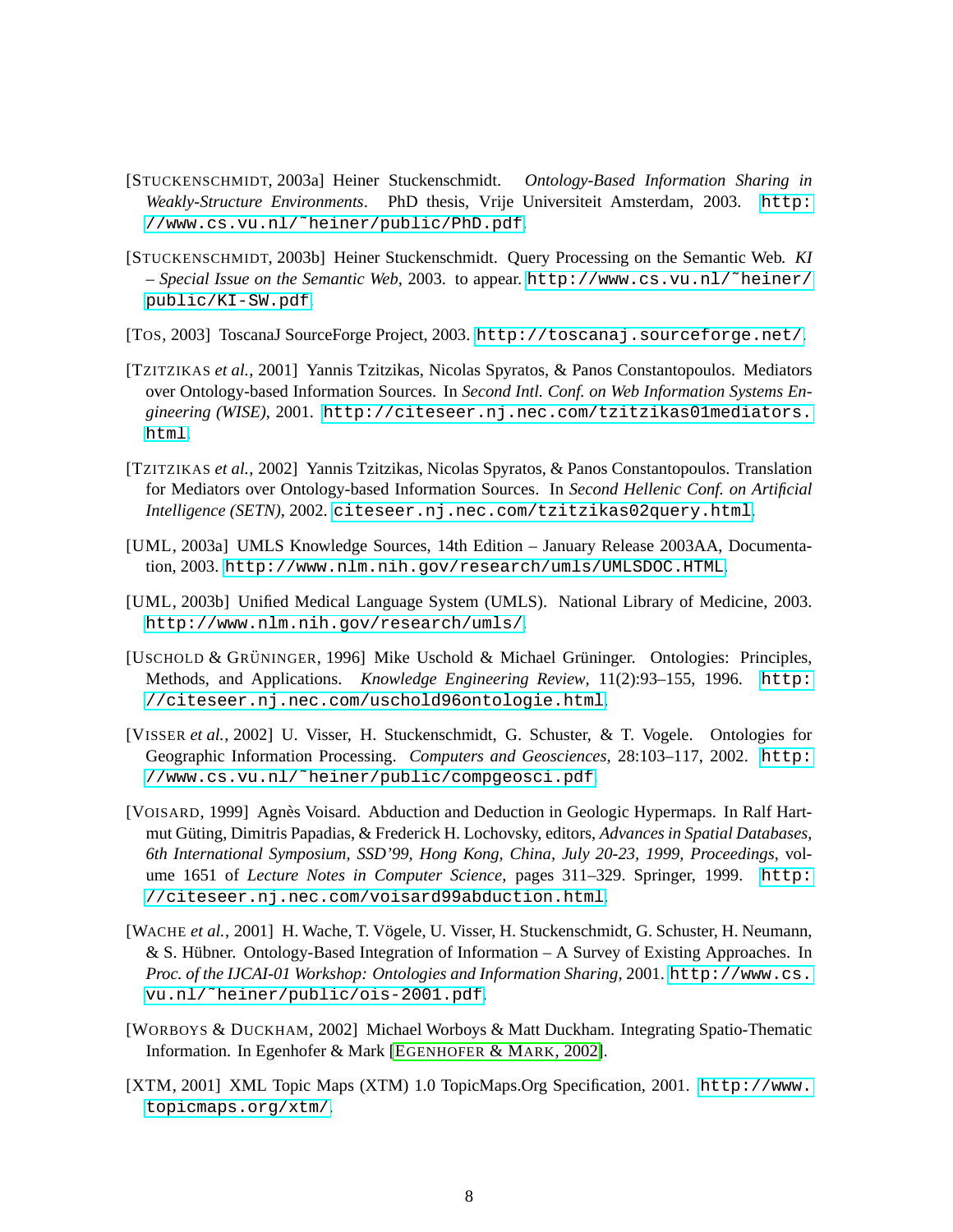[STUCKENSCHMIDT, 2003a] Heiner Stuckenschmidt. *Ontology-Based Information Sharing in Weakly-Structure Environments*. PhD thesis, Vrije Universiteit Amsterdam, 2003. http://www.cs.vu.nl/~heiner/public/PhD.pdf.

[STUCKENSCHMIDT, 2003b] Heiner Stuckenschmidt. Query Processing on the Semantic Web. *KI – Special Issue on the Semantic Web*, 2003. to appear. http://www.cs.vu.nl/~heiner/public/KI-SW.pdf.

[TOS, 2003] ToscanaJ SourceForge Project, 2003. http://toscanaj.sourceforge.net/.

[TZITZIKAS *et al.*, 2001] Yannis Tzitzikas, Nicolas Spyratos, & Panos Constantopoulos. Mediators over Ontology-based Information Sources. In *Second Intl. Conf. on Web Information Systems Engineering (WISE)*, 2001. http://citeseer.nj.nec.com/tzitzikas01mediators.html.

[TZITZIKAS *et al.*, 2002] Yannis Tzitzikas, Nicolas Spyratos, & Panos Constantopoulos. Translation for Mediators over Ontology-based Information Sources. In *Second Hellenic Conf. on Artificial Intelligence (SETN)*, 2002. citeseer.nj.nec.com/tzitzikas02query.html.

[UML, 2003a] UMLS Knowledge Sources, 14th Edition – January Release 2003AA, Documentation, 2003. http://www.nlm.nih.gov/research/umls/UMLSDOC.HTML.

[UML, 2003b] Unified Medical Language System (UMLS). National Library of Medicine, 2003. http://www.nlm.nih.gov/research/umls/.

[USCHOLD & GRÜNINGER, 1996] Mike Uschold & Michael Grüninger. Ontologies: Principles, Methods, and Applications. *Knowledge Engineering Review*, 11(2):93–155, 1996. http://citeseer.nj.nec.com/uschold96ontologie.html.

[VISSER *et al.*, 2002] U. Visser, H. Stuckenschmidt, G. Schuster, & T. Vogele. Ontologies for Geographic Information Processing. *Computers and Geosciences*, 28:103–117, 2002. http://www.cs.vu.nl/~heiner/public/compgeosci.pdf.

[VOISARD, 1999] Agnès Voisard. Abduction and Deduction in Geologic Hypermaps. In Ralf Hartmut Güting, Dimitris Papadias, & Frederick H. Lochovsky, editors, *Advances in Spatial Databases, 6th International Symposium, SSD'99, Hong Kong, China, July 20-23, 1999, Proceedings*, volume 1651 of *Lecture Notes in Computer Science*, pages 311–329. Springer, 1999. http://citeseer.nj.nec.com/voisard99abduction.html.

[WACHE *et al.*, 2001] H. Wache, T. Vögele, U. Visser, H. Stuckenschmidt, G. Schuster, H. Neumann, & S. Hübner. Ontology-Based Integration of Information – A Survey of Existing Approaches. In *Proc. of the IJCAI-01 Workshop: Ontologies and Information Sharing*, 2001. http://www.cs.vu.nl/~heiner/public/ois-2001.pdf.

[WORBOYS & DUCKHAM, 2002] Michael Worboys & Matt Duckham. Integrating Spatio-Thematic Information. In Egenhofer & Mark [EGENHOFER & MARK, 2002].

[XTM, 2001] XML Topic Maps (XTM) 1.0 TopicMaps.Org Specification, 2001. http://www.topicmaps.org/xtm/.